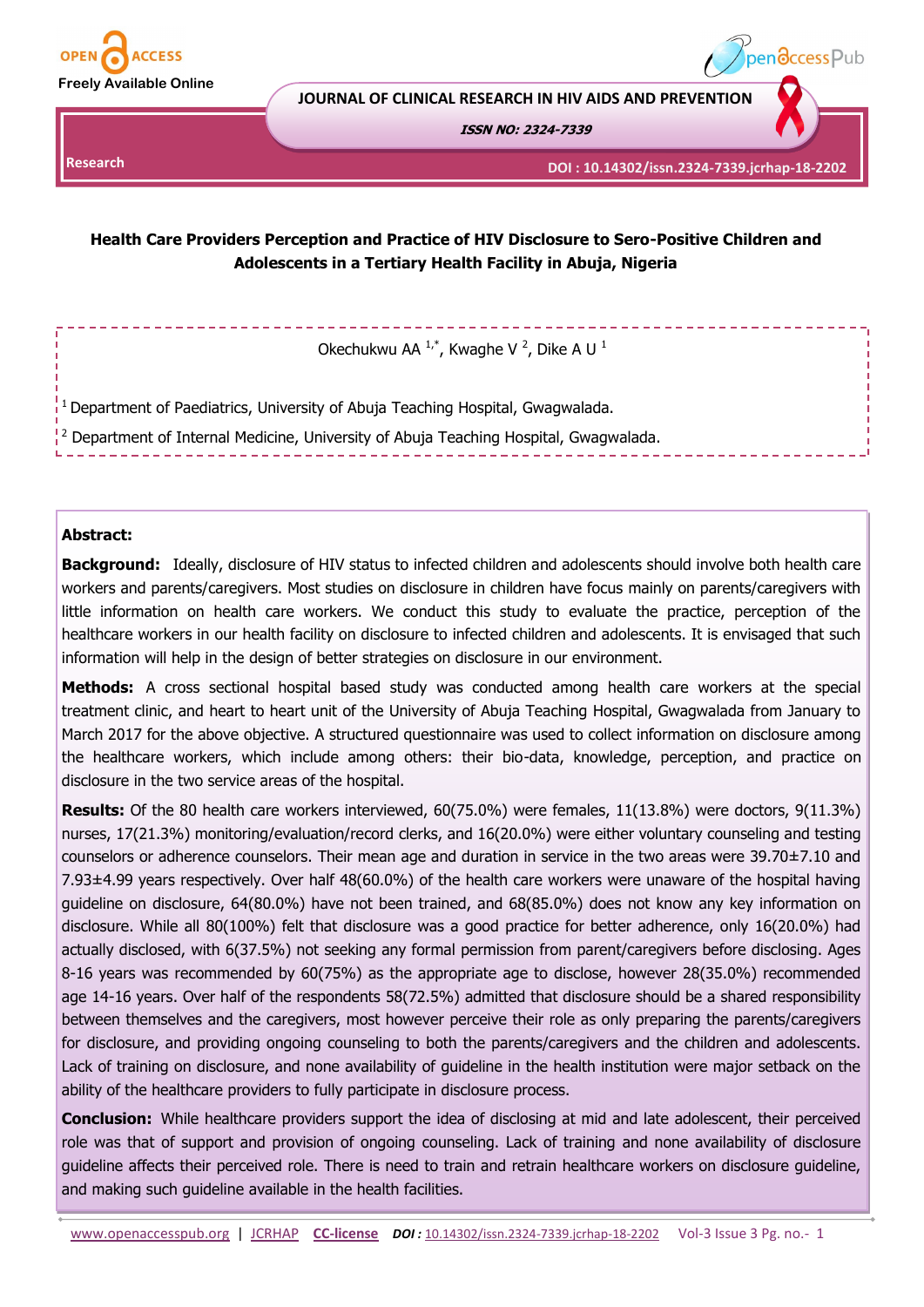Research

DOI : 10.14302/issn.2324-7339.jcrhap-18-2202

# Health Care Providers Perception and Practice of HIV Disclosure to Sero-Positive Children and Adolescents in a Tertiary Health Facility in Abuja, Nigeria

Okechukwu AA [1,*], Kwaghe V [2], Dike A U [1]

[1] Department of Paediatrics, University of Abuja Teaching Hospital, Gwagwalada.

[2] Department of Internal Medicine, University of Abuja Teaching Hospital, Gwagwalada.

## Abstract:

**Background:** Ideally, disclosure of HIV status to infected children and adolescents should involve both health care workers and parents/caregivers. Most studies on disclosure in children have focus mainly on parents/caregivers with little information on health care workers. We conduct this study to evaluate the practice, perception of the healthcare workers in our health facility on disclosure to infected children and adolescents. It is envisaged that such information will help in the design of better strategies on disclosure in our environment.

**Methods:** A cross sectional hospital based study was conducted among health care workers at the special treatment clinic, and heart to heart unit of the University of Abuja Teaching Hospital, Gwagwalada from January to March 2017 for the above objective. A structured questionnaire was used to collect information on disclosure among the healthcare workers, which include among others: their bio-data, knowledge, perception, and practice on disclosure in the two service areas of the hospital.

**Results:** Of the 80 health care workers interviewed, 60(75.0%) were females, 11(13.8%) were doctors, 9(11.3%) nurses, 17(21.3%) monitoring/evaluation/record clerks, and 16(20.0%) were either voluntary counseling and testing counselors or adherence counselors. Their mean age and duration in service in the two areas were 39.70±7.10 and 7.93±4.99 years respectively. Over half 48(60.0%) of the health care workers were unaware of the hospital having guideline on disclosure, 64(80.0%) have not been trained, and 68(85.0%) does not know any key information on disclosure. While all 80(100%) felt that disclosure was a good practice for better adherence, only 16(20.0%) had actually disclosed, with 6(37.5%) not seeking any formal permission from parent/caregivers before disclosing. Ages 8-16 years was recommended by 60(75%) as the appropriate age to disclose, however 28(35.0%) recommended age 14-16 years. Over half of the respondents 58(72.5%) admitted that disclosure should be a shared responsibility between themselves and the caregivers, most however perceive their role as only preparing the parents/caregivers for disclosure, and providing ongoing counseling to both the parents/caregivers and the children and adolescents. Lack of training on disclosure, and none availability of guideline in the health institution were major setback on the ability of the healthcare providers to fully participate in disclosure process.

**Conclusion:** While healthcare providers support the idea of disclosing at mid and late adolescent, their perceived role was that of support and provision of ongoing counseling. Lack of training and none availability of disclosure guideline affects their perceived role. There is need to train and retrain healthcare workers on disclosure guideline, and making such guideline available in the health facilities.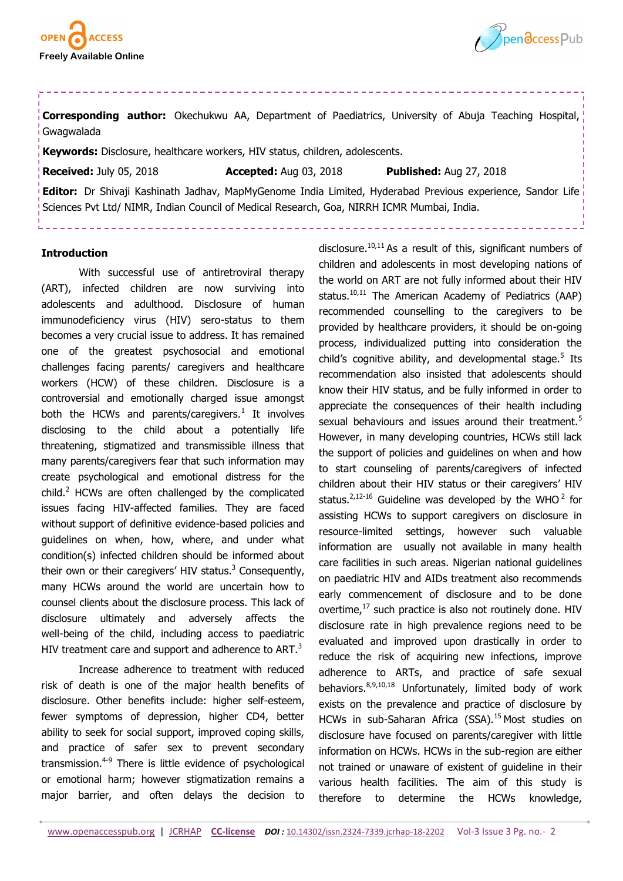**Corresponding author:** Okechukwu AA, Department of Paediatrics, University of Abuja Teaching Hospital, Gwagwalada

**Keywords:** Disclosure, healthcare workers, HIV status, children, adolescents.

**Received:** July 05, 2018 **Accepted:** Aug 03, 2018 **Published:** Aug 27, 2018

**Editor:** Dr Shivaji Kashinath Jadhav, MapMyGenome India Limited, Hyderabad Previous experience, Sandor Life Sciences Pvt Ltd/ NIMR, Indian Council of Medical Research, Goa, NIRRH ICMR Mumbai, India.

## Introduction

With successful use of antiretroviral therapy (ART), infected children are now surviving into adolescents and adulthood. Disclosure of human immunodeficiency virus (HIV) sero-status to them becomes a very crucial issue to address. It has remained one of the greatest psychosocial and emotional challenges facing parents/ caregivers and healthcare workers (HCW) of these children. Disclosure is a controversial and emotionally charged issue amongst both the HCWs and parents/caregivers.[1] It involves disclosing to the child about a potentially life threatening, stigmatized and transmissible illness that many parents/caregivers fear that such information may create psychological and emotional distress for the child.[2] HCWs are often challenged by the complicated issues facing HIV-affected families. They are faced without support of definitive evidence-based policies and guidelines on when, how, where, and under what condition(s) infected children should be informed about their own or their caregivers' HIV status.[3] Consequently, many HCWs around the world are uncertain how to counsel clients about the disclosure process. This lack of disclosure ultimately and adversely affects the well-being of the child, including access to paediatric HIV treatment care and support and adherence to ART.[3]

Increase adherence to treatment with reduced risk of death is one of the major health benefits of disclosure. Other benefits include: higher self-esteem, fewer symptoms of depression, higher CD4, better ability to seek for social support, improved coping skills, and practice of safer sex to prevent secondary transmission.[4-9] There is little evidence of psychological or emotional harm; however stigmatization remains a major barrier, and often delays the decision to disclosure.[10,11] As a result of this, significant numbers of children and adolescents in most developing nations of the world on ART are not fully informed about their HIV status.[10,11] The American Academy of Pediatrics (AAP) recommended counselling to the caregivers to be provided by healthcare providers, it should be on-going process, individualized putting into consideration the child's cognitive ability, and developmental stage.[5] Its recommendation also insisted that adolescents should know their HIV status, and be fully informed in order to appreciate the consequences of their health including sexual behaviours and issues around their treatment.[5] However, in many developing countries, HCWs still lack the support of policies and guidelines on when and how to start counseling of parents/caregivers of infected children about their HIV status or their caregivers' HIV status.[2,12-16] Guideline was developed by the WHO[2] for assisting HCWs to support caregivers on disclosure in resource-limited settings, however such valuable information are usually not available in many health care facilities in such areas. Nigerian national guidelines on paediatric HIV and AIDs treatment also recommends early commencement of disclosure and to be done overtime,[17] such practice is also not routinely done. HIV disclosure rate in high prevalence regions need to be evaluated and improved upon drastically in order to reduce the risk of acquiring new infections, improve adherence to ARTs, and practice of safe sexual behaviors.[8,9,10,18] Unfortunately, limited body of work exists on the prevalence and practice of disclosure by HCWs in sub-Saharan Africa (SSA).[15] Most studies on disclosure have focused on parents/caregiver with little information on HCWs. HCWs in the sub-region are either not trained or unaware of existent of guideline in their various health facilities. The aim of this study is therefore to determine the HCWs knowledge,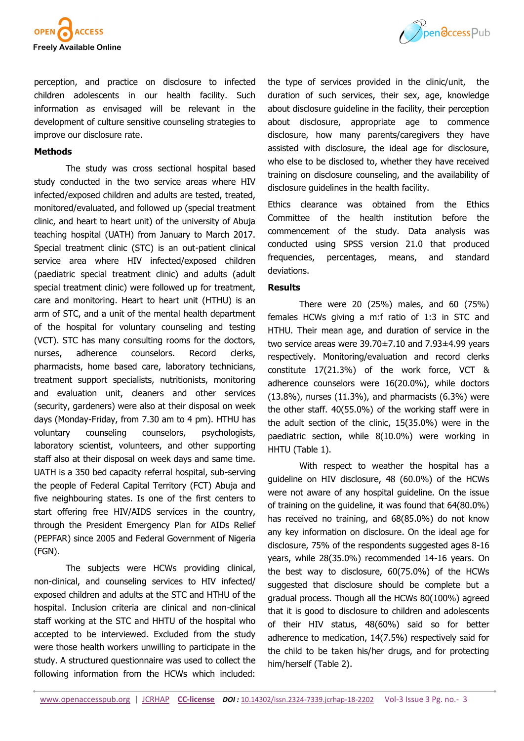perception, and practice on disclosure to infected children adolescents in our health facility. Such information as envisaged will be relevant in the development of culture sensitive counseling strategies to improve our disclosure rate.

### Methods

The study was cross sectional hospital based study conducted in the two service areas where HIV infected/exposed children and adults are tested, treated, monitored/evaluated, and followed up (special treatment clinic, and heart to heart unit) of the university of Abuja teaching hospital (UATH) from January to March 2017. Special treatment clinic (STC) is an out-patient clinical service area where HIV infected/exposed children (paediatric special treatment clinic) and adults (adult special treatment clinic) were followed up for treatment, care and monitoring. Heart to heart unit (HTHU) is an arm of STC, and a unit of the mental health department of the hospital for voluntary counseling and testing (VCT). STC has many consulting rooms for the doctors, nurses, adherence counselors. Record clerks, pharmacists, home based care, laboratory technicians, treatment support specialists, nutritionists, monitoring and evaluation unit, cleaners and other services (security, gardeners) were also at their disposal on week days (Monday-Friday, from 7.30 am to 4 pm). HTHU has voluntary counseling counselors, psychologists, laboratory scientist, volunteers, and other supporting staff also at their disposal on week days and same time. UATH is a 350 bed capacity referral hospital, sub-serving the people of Federal Capital Territory (FCT) Abuja and five neighbouring states. Is one of the first centers to start offering free HIV/AIDS services in the country, through the President Emergency Plan for AIDs Relief (PEPFAR) since 2005 and Federal Government of Nigeria (FGN).

The subjects were HCWs providing clinical, non-clinical, and counseling services to HIV infected/ exposed children and adults at the STC and HTHU of the hospital. Inclusion criteria are clinical and non-clinical staff working at the STC and HHTU of the hospital who accepted to be interviewed. Excluded from the study were those health workers unwilling to participate in the study. A structured questionnaire was used to collect the following information from the HCWs which included: the type of services provided in the clinic/unit, the duration of such services, their sex, age, knowledge about disclosure guideline in the facility, their perception about disclosure, appropriate age to commence disclosure, how many parents/caregivers they have assisted with disclosure, the ideal age for disclosure, who else to be disclosed to, whether they have received training on disclosure counseling, and the availability of disclosure guidelines in the health facility.

Ethics clearance was obtained from the Ethics Committee of the health institution before the commencement of the study. Data analysis was conducted using SPSS version 21.0 that produced frequencies, percentages, means, and standard deviations.

### Results

There were 20 (25%) males, and 60 (75%) females HCWs giving a m:f ratio of 1:3 in STC and HTHU. Their mean age, and duration of service in the two service areas were 39.70±7.10 and 7.93±4.99 years respectively. Monitoring/evaluation and record clerks constitute 17(21.3%) of the work force, VCT & adherence counselors were 16(20.0%), while doctors (13.8%), nurses (11.3%), and pharmacists (6.3%) were the other staff. 40(55.0%) of the working staff were in the adult section of the clinic, 15(35.0%) were in the paediatric section, while 8(10.0%) were working in HHTU (Table 1).

With respect to weather the hospital has a guideline on HIV disclosure, 48 (60.0%) of the HCWs were not aware of any hospital guideline. On the issue of training on the guideline, it was found that 64(80.0%) has received no training, and 68(85.0%) do not know any key information on disclosure. On the ideal age for disclosure, 75% of the respondents suggested ages 8-16 years, while 28(35.0%) recommended 14-16 years. On the best way to disclosure, 60(75.0%) of the HCWs suggested that disclosure should be complete but a gradual process. Though all the HCWs 80(100%) agreed that it is good to disclosure to children and adolescents of their HIV status, 48(60%) said so for better adherence to medication, 14(7.5%) respectively said for the child to be taken his/her drugs, and for protecting him/herself (Table 2).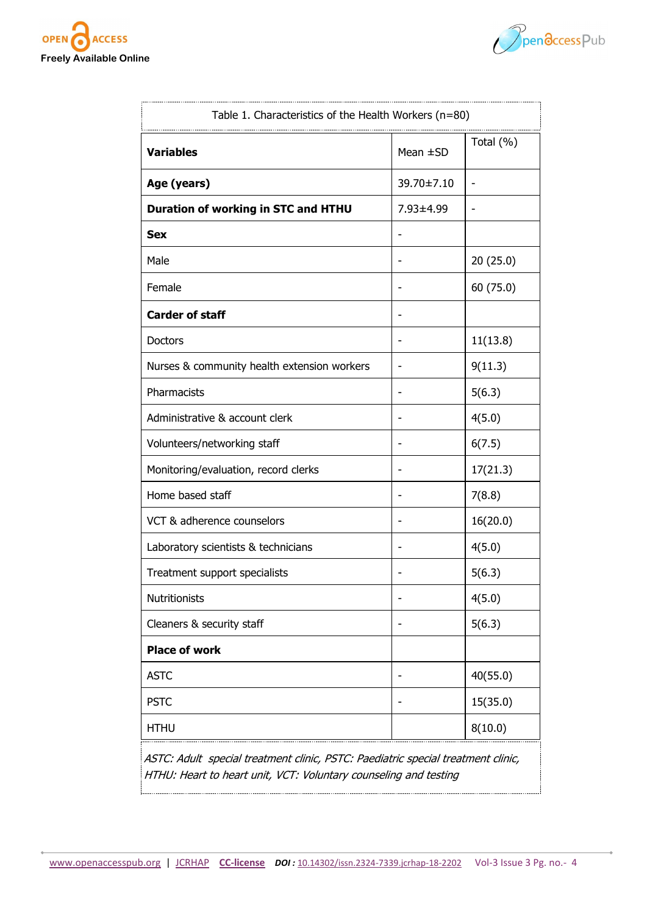Table 1. Characteristics of the Health Workers (n=80)

| **Variables** | Mean ±SD | Total (%) |
|---|---|---|
| **Age (years)** | 39.70±7.10 | - |
| **Duration of working in STC and HTHU** | 7.93±4.99 | - |
| **Sex** | - | |
| Male | - | 20 (25.0) |
| Female | - | 60 (75.0) |
| **Carder of staff** | - | |
| Doctors | - | 11(13.8) |
| Nurses & community health extension workers | - | 9(11.3) |
| Pharmacists | - | 5(6.3) |
| Administrative & account clerk | - | 4(5.0) |
| Volunteers/networking staff | - | 6(7.5) |
| Monitoring/evaluation, record clerks | - | 17(21.3) |
| Home based staff | - | 7(8.8) |
| VCT & adherence counselors | - | 16(20.0) |
| Laboratory scientists & technicians | - | 4(5.0) |
| Treatment support specialists | - | 5(6.3) |
| Nutritionists | - | 4(5.0) |
| Cleaners & security staff | - | 5(6.3) |
| **Place of work** | | |
| ASTC | - | 40(55.0) |
| PSTC | - | 15(35.0) |
| HTHU | | 8(10.0) |

*ASTC: Adult special treatment clinic, PSTC: Paediatric special treatment clinic, HTHU: Heart to heart unit, VCT: Voluntary counseling and testing*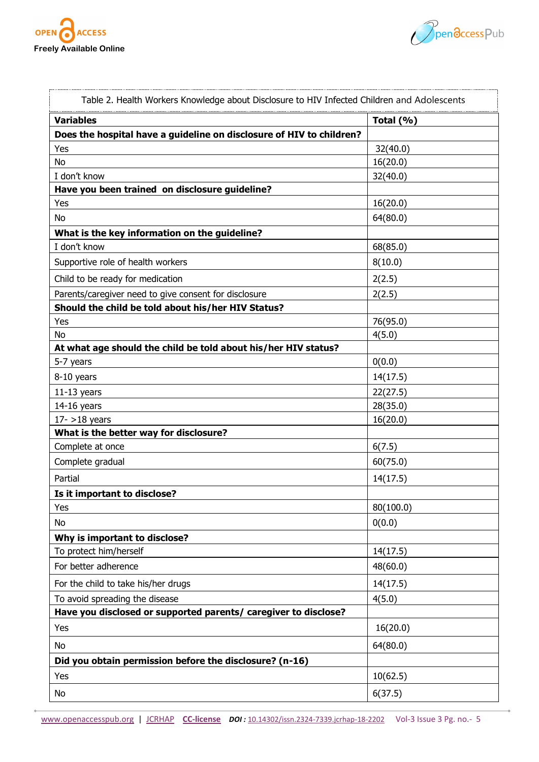Table 2. Health Workers Knowledge about Disclosure to HIV Infected Children and Adolescents

| **Variables** | **Total (%)** |
|---|---|
| **Does the hospital have a guideline on disclosure of HIV to children?** | |
| Yes | 32(40.0) |
| No | 16(20.0) |
| I don't know | 32(40.0) |
| **Have you been trained on disclosure guideline?** | |
| Yes | 16(20.0) |
| No | 64(80.0) |
| **What is the key information on the guideline?** | |
| I don't know | 68(85.0) |
| Supportive role of health workers | 8(10.0) |
| Child to be ready for medication | 2(2.5) |
| Parents/caregiver need to give consent for disclosure | 2(2.5) |
| **Should the child be told about his/her HIV Status?** | |
| Yes | 76(95.0) |
| No | 4(5.0) |
| **At what age should the child be told about his/her HIV status?** | |
| 5-7 years | 0(0.0) |
| 8-10 years | 14(17.5) |
| 11-13 years | 22(27.5) |
| 14-16 years | 28(35.0) |
| 17- >18 years | 16(20.0) |
| **What is the better way for disclosure?** | |
| Complete at once | 6(7.5) |
| Complete gradual | 60(75.0) |
| Partial | 14(17.5) |
| **Is it important to disclose?** | |
| Yes | 80(100.0) |
| No | 0(0.0) |
| **Why is important to disclose?** | |
| To protect him/herself | 14(17.5) |
| For better adherence | 48(60.0) |
| For the child to take his/her drugs | 14(17.5) |
| To avoid spreading the disease | 4(5.0) |
| **Have you disclosed or supported parents/ caregiver to disclose?** | |
| Yes | 16(20.0) |
| No | 64(80.0) |
| **Did you obtain permission before the disclosure? (n-16)** | |
| Yes | 10(62.5) |
| No | 6(37.5) |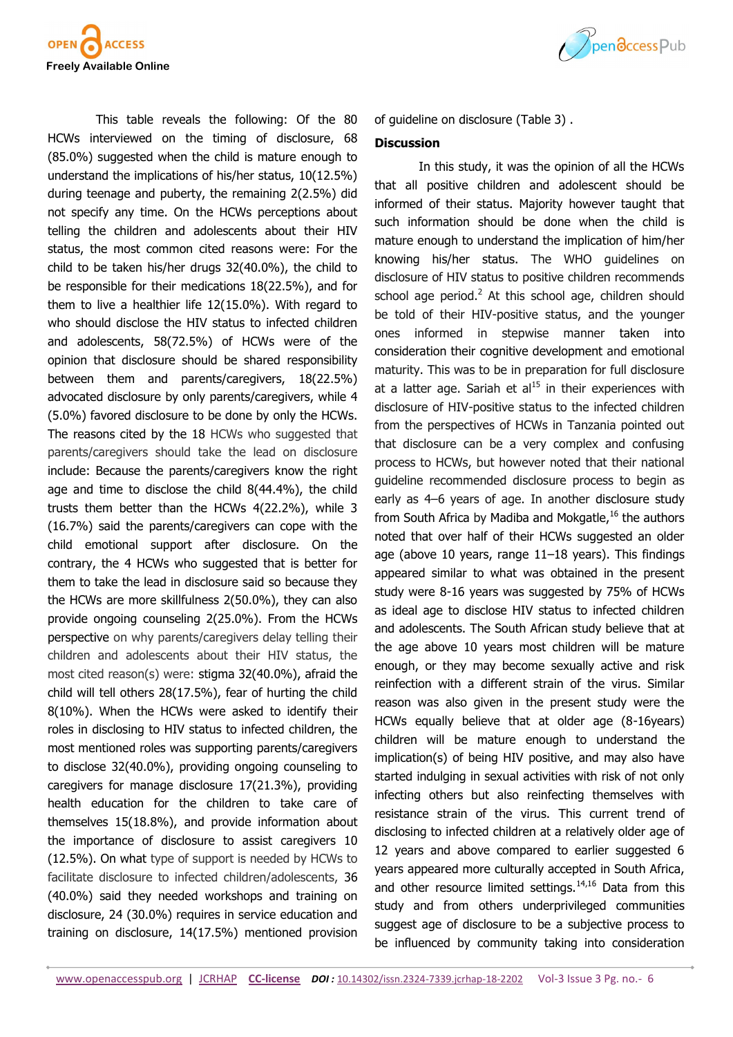This table reveals the following: Of the 80 HCWs interviewed on the timing of disclosure, 68 (85.0%) suggested when the child is mature enough to understand the implications of his/her status, 10(12.5%) during teenage and puberty, the remaining 2(2.5%) did not specify any time. On the HCWs perceptions about telling the children and adolescents about their HIV status, the most common cited reasons were: For the child to be taken his/her drugs 32(40.0%), the child to be responsible for their medications 18(22.5%), and for them to live a healthier life 12(15.0%). With regard to who should disclose the HIV status to infected children and adolescents, 58(72.5%) of HCWs were of the opinion that disclosure should be shared responsibility between them and parents/caregivers, 18(22.5%) advocated disclosure by only parents/caregivers, while 4 (5.0%) favored disclosure to be done by only the HCWs. The reasons cited by the 18 HCWs who suggested that parents/caregivers should take the lead on disclosure include: Because the parents/caregivers know the right age and time to disclose the child 8(44.4%), the child trusts them better than the HCWs 4(22.2%), while 3 (16.7%) said the parents/caregivers can cope with the child emotional support after disclosure. On the contrary, the 4 HCWs who suggested that is better for them to take the lead in disclosure said so because they the HCWs are more skillfulness 2(50.0%), they can also provide ongoing counseling 2(25.0%). From the HCWs perspective on why parents/caregivers delay telling their children and adolescents about their HIV status, the most cited reason(s) were: stigma 32(40.0%), afraid the child will tell others 28(17.5%), fear of hurting the child 8(10%). When the HCWs were asked to identify their roles in disclosing to HIV status to infected children, the most mentioned roles was supporting parents/caregivers to disclose 32(40.0%), providing ongoing counseling to caregivers for manage disclosure 17(21.3%), providing health education for the children to take care of themselves 15(18.8%), and provide information about the importance of disclosure to assist caregivers 10 (12.5%). On what type of support is needed by HCWs to facilitate disclosure to infected children/adolescents, 36 (40.0%) said they needed workshops and training on disclosure, 24 (30.0%) requires in service education and training on disclosure, 14(17.5%) mentioned provision of guideline on disclosure (Table 3) .

## Discussion

In this study, it was the opinion of all the HCWs that all positive children and adolescent should be informed of their status. Majority however taught that such information should be done when the child is mature enough to understand the implication of him/her knowing his/her status. The WHO guidelines on disclosure of HIV status to positive children recommends school age period.[2] At this school age, children should be told of their HIV-positive status, and the younger ones informed in stepwise manner taken into consideration their cognitive development and emotional maturity. This was to be in preparation for full disclosure at a latter age. Sariah et al[15] in their experiences with disclosure of HIV-positive status to the infected children from the perspectives of HCWs in Tanzania pointed out that disclosure can be a very complex and confusing process to HCWs, but however noted that their national guideline recommended disclosure process to begin as early as 4–6 years of age. In another disclosure study from South Africa by Madiba and Mokgatle,[16] the authors noted that over half of their HCWs suggested an older age (above 10 years, range 11–18 years). This findings appeared similar to what was obtained in the present study were 8-16 years was suggested by 75% of HCWs as ideal age to disclose HIV status to infected children and adolescents. The South African study believe that at the age above 10 years most children will be mature enough, or they may become sexually active and risk reinfection with a different strain of the virus. Similar reason was also given in the present study were the HCWs equally believe that at older age (8-16years) children will be mature enough to understand the implication(s) of being HIV positive, and may also have started indulging in sexual activities with risk of not only infecting others but also reinfecting themselves with resistance strain of the virus. This current trend of disclosing to infected children at a relatively older age of 12 years and above compared to earlier suggested 6 years appeared more culturally accepted in South Africa, and other resource limited settings.[14,16] Data from this study and from others underprivileged communities suggest age of disclosure to be a subjective process to be influenced by community taking into consideration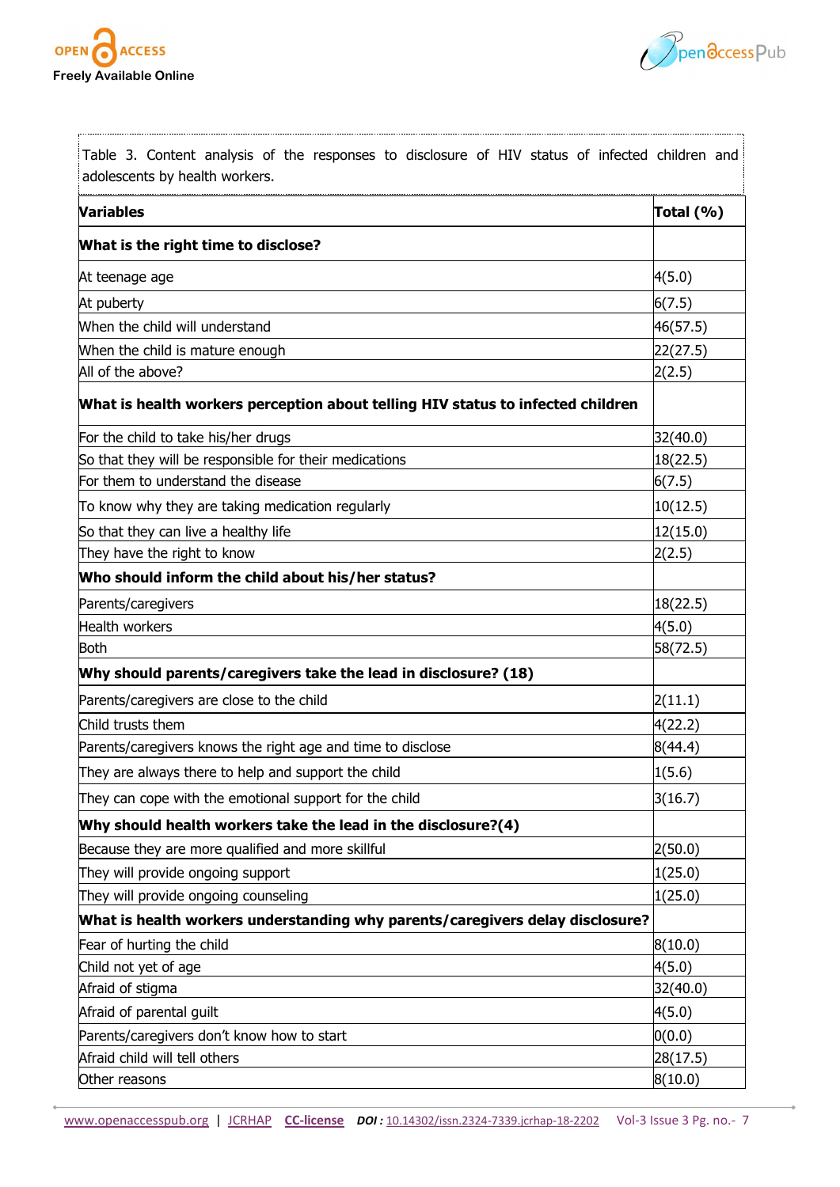Table 3. Content analysis of the responses to disclosure of HIV status of infected children and adolescents by health workers.

| Variables | Total (%) |
|---|---|
| **What is the right time to disclose?** | |
| At teenage age | 4(5.0) |
| At puberty | 6(7.5) |
| When the child will understand | 46(57.5) |
| When the child is mature enough | 22(27.5) |
| All of the above? | 2(2.5) |
| **What is health workers perception about telling HIV status to infected children** | |
| For the child to take his/her drugs | 32(40.0) |
| So that they will be responsible for their medications | 18(22.5) |
| For them to understand the disease | 6(7.5) |
| To know why they are taking medication regularly | 10(12.5) |
| So that they can live a healthy life | 12(15.0) |
| They have the right to know | 2(2.5) |
| **Who should inform the child about his/her status?** | |
| Parents/caregivers | 18(22.5) |
| Health workers | 4(5.0) |
| Both | 58(72.5) |
| **Why should parents/caregivers take the lead in disclosure? (18)** | |
| Parents/caregivers are close to the child | 2(11.1) |
| Child trusts them | 4(22.2) |
| Parents/caregivers knows the right age and time to disclose | 8(44.4) |
| They are always there to help and support the child | 1(5.6) |
| They can cope with the emotional support for the child | 3(16.7) |
| **Why should health workers take the lead in the disclosure?(4)** | |
| Because they are more qualified and more skillful | 2(50.0) |
| They will provide ongoing support | 1(25.0) |
| They will provide ongoing counseling | 1(25.0) |
| **What is health workers understanding why parents/caregivers delay disclosure?** | |
| Fear of hurting the child | 8(10.0) |
| Child not yet of age | 4(5.0) |
| Afraid of stigma | 32(40.0) |
| Afraid of parental guilt | 4(5.0) |
| Parents/caregivers don't know how to start | 0(0.0) |
| Afraid child will tell others | 28(17.5) |
| Other reasons | 8(10.0) |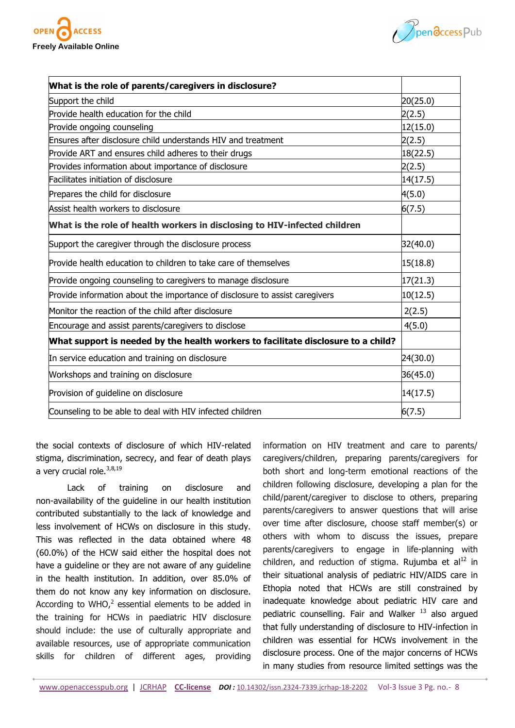| What is the role of parents/caregivers in disclosure? | |
|---|---|
| Support the child | 20(25.0) |
| Provide health education for the child | 2(2.5) |
| Provide ongoing counseling | 12(15.0) |
| Ensures after disclosure child understands HIV and treatment | 2(2.5) |
| Provide ART and ensures child adheres to their drugs | 18(22.5) |
| Provides information about importance of disclosure | 2(2.5) |
| Facilitates initiation of disclosure | 14(17.5) |
| Prepares the child for disclosure | 4(5.0) |
| Assist health workers to disclosure | 6(7.5) |
| **What is the role of health workers in disclosing to HIV-infected children** | |
| Support the caregiver through the disclosure process | 32(40.0) |
| Provide health education to children to take care of themselves | 15(18.8) |
| Provide ongoing counseling to caregivers to manage disclosure | 17(21.3) |
| Provide information about the importance of disclosure to assist caregivers | 10(12.5) |
| Monitor the reaction of the child after disclosure | 2(2.5) |
| Encourage and assist parents/caregivers to disclose | 4(5.0) |
| **What support is needed by the health workers to facilitate disclosure to a child?** | |
| In service education and training on disclosure | 24(30.0) |
| Workshops and training on disclosure | 36(45.0) |
| Provision of guideline on disclosure | 14(17.5) |
| Counseling to be able to deal with HIV infected children | 6(7.5) |

the social contexts of disclosure of which HIV-related stigma, discrimination, secrecy, and fear of death plays a very crucial role.[3,8,19]

Lack of training on disclosure and non-availability of the guideline in our health institution contributed substantially to the lack of knowledge and less involvement of HCWs on disclosure in this study. This was reflected in the data obtained where 48 (60.0%) of the HCW said either the hospital does not have a guideline or they are not aware of any guideline in the health institution. In addition, over 85.0% of them do not know any key information on disclosure. According to WHO,[2] essential elements to be added in the training for HCWs in paediatric HIV disclosure should include: the use of culturally appropriate and available resources, use of appropriate communication skills for children of different ages, providing information on HIV treatment and care to parents/caregivers/children, preparing parents/caregivers for both short and long-term emotional reactions of the children following disclosure, developing a plan for the child/parent/caregiver to disclose to others, preparing parents/caregivers to answer questions that will arise over time after disclosure, choose staff member(s) or others with whom to discuss the issues, prepare parents/caregivers to engage in life-planning with children, and reduction of stigma. Rujumba et al[12] in their situational analysis of pediatric HIV/AIDS care in Ethopia noted that HCWs are still constrained by inadequate knowledge about pediatric HIV care and pediatric counselling. Fair and Walker [13] also argued that fully understanding of disclosure to HIV-infection in children was essential for HCWs involvement in the disclosure process. One of the major concerns of HCWs in many studies from resource limited settings was the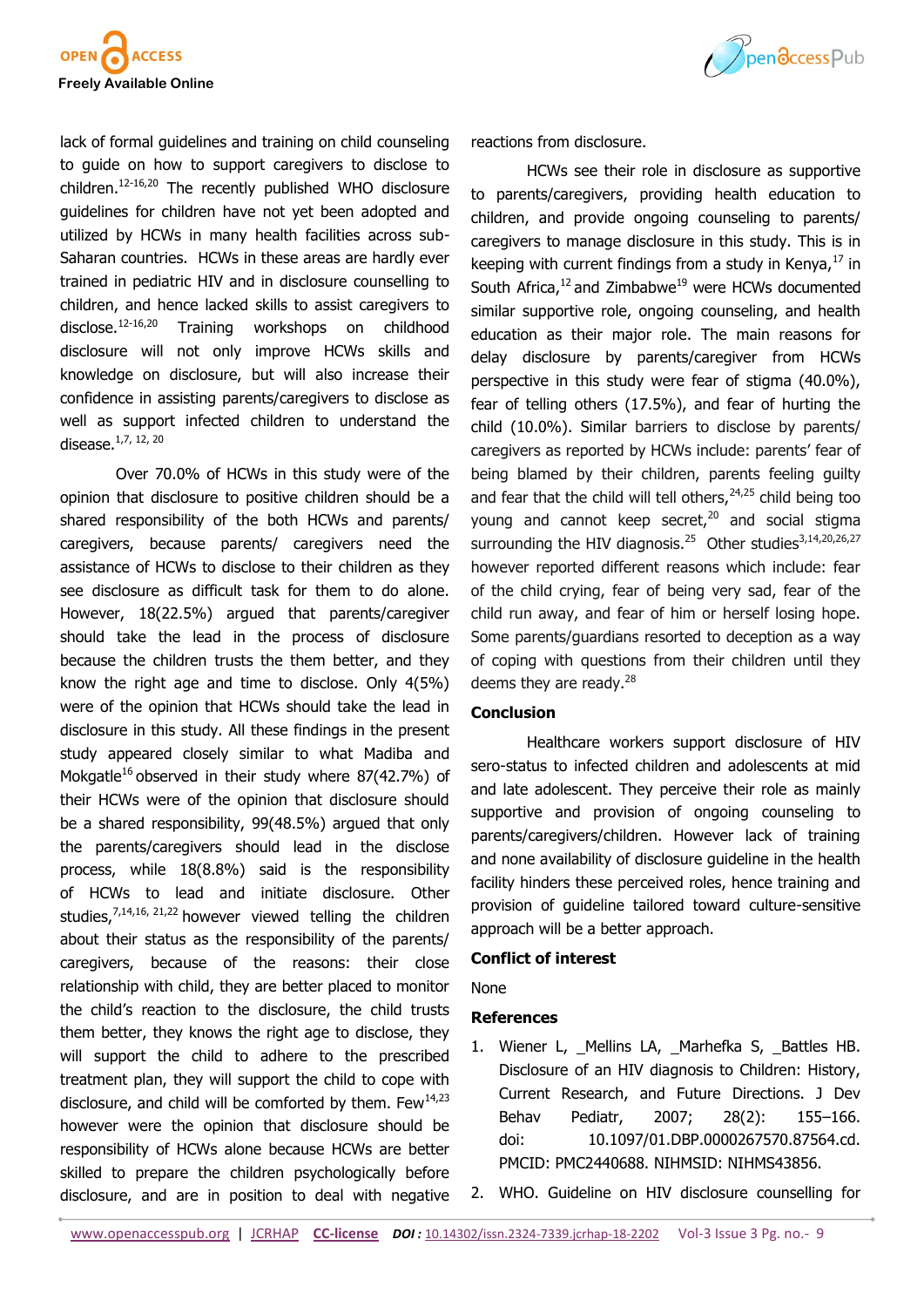lack of formal guidelines and training on child counseling to guide on how to support caregivers to disclose to children.[12-16,20] The recently published WHO disclosure guidelines for children have not yet been adopted and utilized by HCWs in many health facilities across sub-Saharan countries. HCWs in these areas are hardly ever trained in pediatric HIV and in disclosure counselling to children, and hence lacked skills to assist caregivers to disclose.[12-16,20] Training workshops on childhood disclosure will not only improve HCWs skills and knowledge on disclosure, but will also increase their confidence in assisting parents/caregivers to disclose as well as support infected children to understand the disease.[1,7, 12, 20]

Over 70.0% of HCWs in this study were of the opinion that disclosure to positive children should be a shared responsibility of the both HCWs and parents/caregivers, because parents/ caregivers need the assistance of HCWs to disclose to their children as they see disclosure as difficult task for them to do alone. However, 18(22.5%) argued that parents/caregiver should take the lead in the process of disclosure because the children trusts the them better, and they know the right age and time to disclose. Only 4(5%) were of the opinion that HCWs should take the lead in disclosure in this study. All these findings in the present study appeared closely similar to what Madiba and Mokgatle[16] observed in their study where 87(42.7%) of their HCWs were of the opinion that disclosure should be a shared responsibility, 99(48.5%) argued that only the parents/caregivers should lead in the disclose process, while 18(8.8%) said is the responsibility of HCWs to lead and initiate disclosure. Other studies,[7,14,16, 21,22] however viewed telling the children about their status as the responsibility of the parents/caregivers, because of the reasons: their close relationship with child, they are better placed to monitor the child's reaction to the disclosure, the child trusts them better, they knows the right age to disclose, they will support the child to adhere to the prescribed treatment plan, they will support the child to cope with disclosure, and child will be comforted by them. Few[14,23] however were the opinion that disclosure should be responsibility of HCWs alone because HCWs are better skilled to prepare the children psychologically before disclosure, and are in position to deal with negative reactions from disclosure.

HCWs see their role in disclosure as supportive to parents/caregivers, providing health education to children, and provide ongoing counseling to parents/caregivers to manage disclosure in this study. This is in keeping with current findings from a study in Kenya,[17] in South Africa,[12] and Zimbabwe[19] were HCWs documented similar supportive role, ongoing counseling, and health education as their major role. The main reasons for delay disclosure by parents/caregiver from HCWs perspective in this study were fear of stigma (40.0%), fear of telling others (17.5%), and fear of hurting the child (10.0%). Similar barriers to disclose by parents/caregivers as reported by HCWs include: parents' fear of being blamed by their children, parents feeling guilty and fear that the child will tell others,[24,25] child being too young and cannot keep secret,[20] and social stigma surrounding the HIV diagnosis.[25] Other studies[3,14,20,26,27] however reported different reasons which include: fear of the child crying, fear of being very sad, fear of the child run away, and fear of him or herself losing hope. Some parents/guardians resorted to deception as a way of coping with questions from their children until they deems they are ready.[28]

## Conclusion

Healthcare workers support disclosure of HIV sero-status to infected children and adolescents at mid and late adolescent. They perceive their role as mainly supportive and provision of ongoing counseling to parents/caregivers/children. However lack of training and none availability of disclosure guideline in the health facility hinders these perceived roles, hence training and provision of guideline tailored toward culture-sensitive approach will be a better approach.

## Conflict of interest

None

## References

1. Wiener L, _Mellins LA, _Marhefka S, _Battles HB. Disclosure of an HIV diagnosis to Children: History, Current Research, and Future Directions. J Dev Behav Pediatr, 2007; 28(2): 155–166. doi: 10.1097/01.DBP.0000267570.87564.cd. PMCID: PMC2440688. NIHMSID: NIHMS43856.
2. WHO. Guideline on HIV disclosure counselling for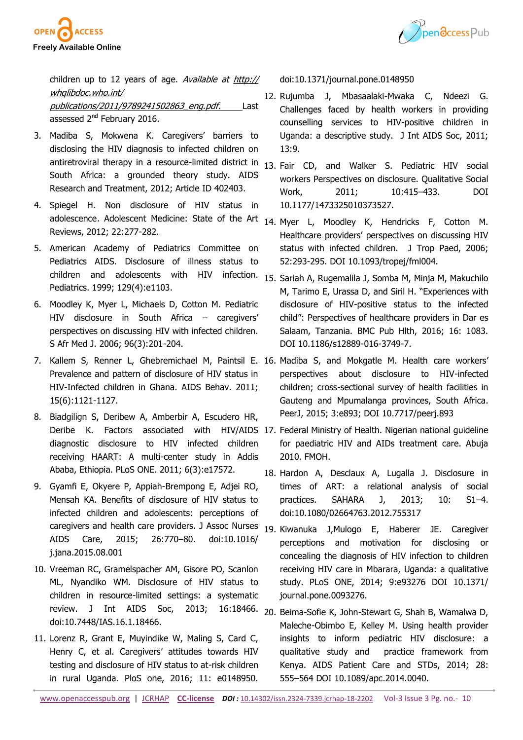children up to 12 years of age. *Available at* http://whqlibdoc.who.int/publications/2011/9789241502863_eng.pdf. Last assessed 2nd February 2016.

3. Madiba S, Mokwena K. Caregivers' barriers to disclosing the HIV diagnosis to infected children on antiretroviral therapy in a resource-limited district in South Africa: a grounded theory study. AIDS Research and Treatment, 2012; Article ID 402403.
4. Spiegel H. Non disclosure of HIV status in adolescence. Adolescent Medicine: State of the Art Reviews, 2012; 22:277-282.
5. American Academy of Pediatrics Committee on Pediatrics AIDS. Disclosure of illness status to children and adolescents with HIV infection. Pediatrics. 1999; 129(4):e1103.
6. Moodley K, Myer L, Michaels D, Cotton M. Pediatric HIV disclosure in South Africa – caregivers' perspectives on discussing HIV with infected children. S Afr Med J. 2006; 96(3):201-204.
7. Kallem S, Renner L, Ghebremichael M, Paintsil E. Prevalence and pattern of disclosure of HIV status in HIV-Infected children in Ghana. AIDS Behav. 2011; 15(6):1121-1127.
8. Biadgilign S, Deribew A, Amberbir A, Escudero HR, Deribe K. Factors associated with HIV/AIDS diagnostic disclosure to HIV infected children receiving HAART: A multi-center study in Addis Ababa, Ethiopia. PLoS ONE. 2011; 6(3):e17572.
9. Gyamfi E, Okyere P, Appiah-Brempong E, Adjei RO, Mensah KA. Benefits of disclosure of HIV status to infected children and adolescents: perceptions of caregivers and health care providers. J Assoc Nurses AIDS Care, 2015; 26:770–80. doi:10.1016/j.jana.2015.08.001
10. Vreeman RC, Gramelspacher AM, Gisore PO, Scanlon ML, Nyandiko WM. Disclosure of HIV status to children in resource-limited settings: a systematic review. J Int AIDS Soc, 2013; 16:18466. doi:10.7448/IAS.16.1.18466.
11. Lorenz R, Grant E, Muyindike W, Maling S, Card C, Henry C, et al. Caregivers' attitudes towards HIV testing and disclosure of HIV status to at-risk children in rural Uganda. PloS one, 2016; 11: e0148950. doi:10.1371/journal.pone.0148950
12. Rujumba J, Mbasaalaki-Mwaka C, Ndeezi G. Challenges faced by health workers in providing counselling services to HIV-positive children in Uganda: a descriptive study. J Int AIDS Soc, 2011; 13:9.
13. Fair CD, and Walker S. Pediatric HIV social workers Perspectives on disclosure. Qualitative Social Work, 2011; 10:415–433. DOI 10.1177/1473325010373527.
14. Myer L, Moodley K, Hendricks F, Cotton M. Healthcare providers' perspectives on discussing HIV status with infected children. J Trop Paed, 2006; 52:293-295. DOI 10.1093/tropej/fml004.
15. Sariah A, Rugemalila J, Somba M, Minja M, Makuchilo M, Tarimo E, Urassa D, and Siril H. "Experiences with disclosure of HIV-positive status to the infected child": Perspectives of healthcare providers in Dar es Salaam, Tanzania. BMC Pub Hlth, 2016; 16: 1083. DOI 10.1186/s12889-016-3749-7.
16. Madiba S, and Mokgatle M. Health care workers' perspectives about disclosure to HIV-infected children; cross-sectional survey of health facilities in Gauteng and Mpumalanga provinces, South Africa. PeerJ, 2015; 3:e893; DOI 10.7717/peerj.893
17. Federal Ministry of Health. Nigerian national guideline for paediatric HIV and AIDs treatment care. Abuja 2010. FMOH.
18. Hardon A, Desclaux A, Lugalla J. Disclosure in times of ART: a relational analysis of social practices. SAHARA J, 2013; 10: S1–4. doi:10.1080/02664763.2012.755317
19. Kiwanuka J,Mulogo E, Haberer JE. Caregiver perceptions and motivation for disclosing or concealing the diagnosis of HIV infection to children receiving HIV care in Mbarara, Uganda: a qualitative study. PLoS ONE, 2014; 9:e93276 DOI 10.1371/journal.pone.0093276.
20. Beima-Sofie K, John-Stewart G, Shah B, Wamalwa D, Maleche-Obimbo E, Kelley M. Using health provider insights to inform pediatric HIV disclosure: a qualitative study and practice framework from Kenya. AIDS Patient Care and STDs, 2014; 28: 555–564 DOI 10.1089/apc.2014.0040.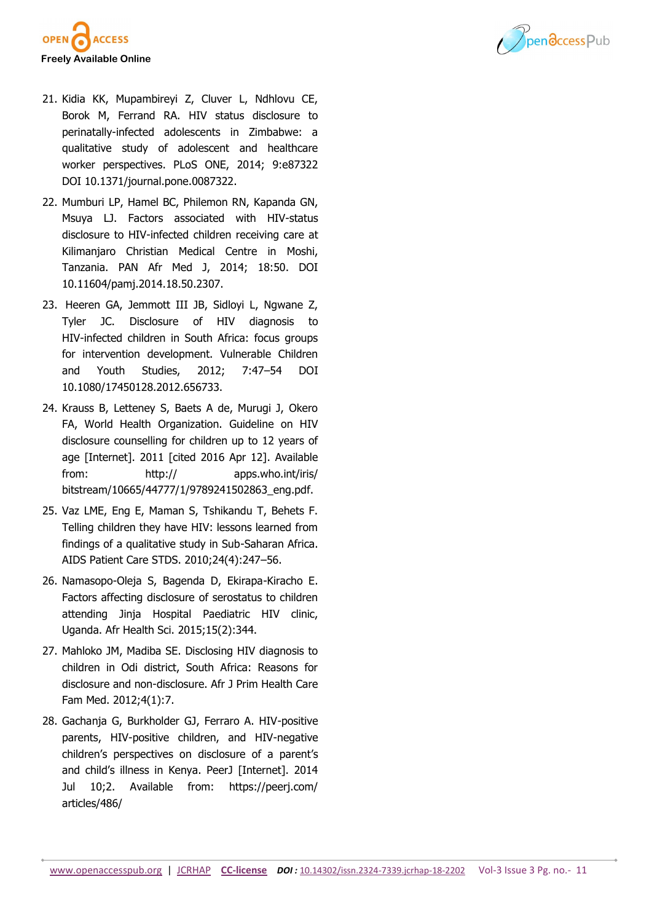21. Kidia KK, Mupambireyi Z, Cluver L, Ndhlovu CE, Borok M, Ferrand RA. HIV status disclosure to perinatally-infected adolescents in Zimbabwe: a qualitative study of adolescent and healthcare worker perspectives. PLoS ONE, 2014; 9:e87322 DOI 10.1371/journal.pone.0087322.
22. Mumburi LP, Hamel BC, Philemon RN, Kapanda GN, Msuya LJ. Factors associated with HIV-status disclosure to HIV-infected children receiving care at Kilimanjaro Christian Medical Centre in Moshi, Tanzania. PAN Afr Med J, 2014; 18:50. DOI 10.11604/pamj.2014.18.50.2307.
23. Heeren GA, Jemmott III JB, Sidloyi L, Ngwane Z, Tyler JC. Disclosure of HIV diagnosis to HIV-infected children in South Africa: focus groups for intervention development. Vulnerable Children and Youth Studies, 2012; 7:47–54 DOI 10.1080/17450128.2012.656733.
24. Krauss B, Letteney S, Baets A de, Murugi J, Okero FA, World Health Organization. Guideline on HIV disclosure counselling for children up to 12 years of age [Internet]. 2011 [cited 2016 Apr 12]. Available from: http:// apps.who.int/iris/ bitstream/10665/44777/1/9789241502863_eng.pdf.
25. Vaz LME, Eng E, Maman S, Tshikandu T, Behets F. Telling children they have HIV: lessons learned from findings of a qualitative study in Sub-Saharan Africa. AIDS Patient Care STDS. 2010;24(4):247–56.
26. Namasopo-Oleja S, Bagenda D, Ekirapa-Kiracho E. Factors affecting disclosure of serostatus to children attending Jinja Hospital Paediatric HIV clinic, Uganda. Afr Health Sci. 2015;15(2):344.
27. Mahloko JM, Madiba SE. Disclosing HIV diagnosis to children in Odi district, South Africa: Reasons for disclosure and non-disclosure. Afr J Prim Health Care Fam Med. 2012;4(1):7.
28. Gachanja G, Burkholder GJ, Ferraro A. HIV-positive parents, HIV-positive children, and HIV-negative children's perspectives on disclosure of a parent's and child's illness in Kenya. PeerJ [Internet]. 2014 Jul 10;2. Available from: https://peerj.com/ articles/486/